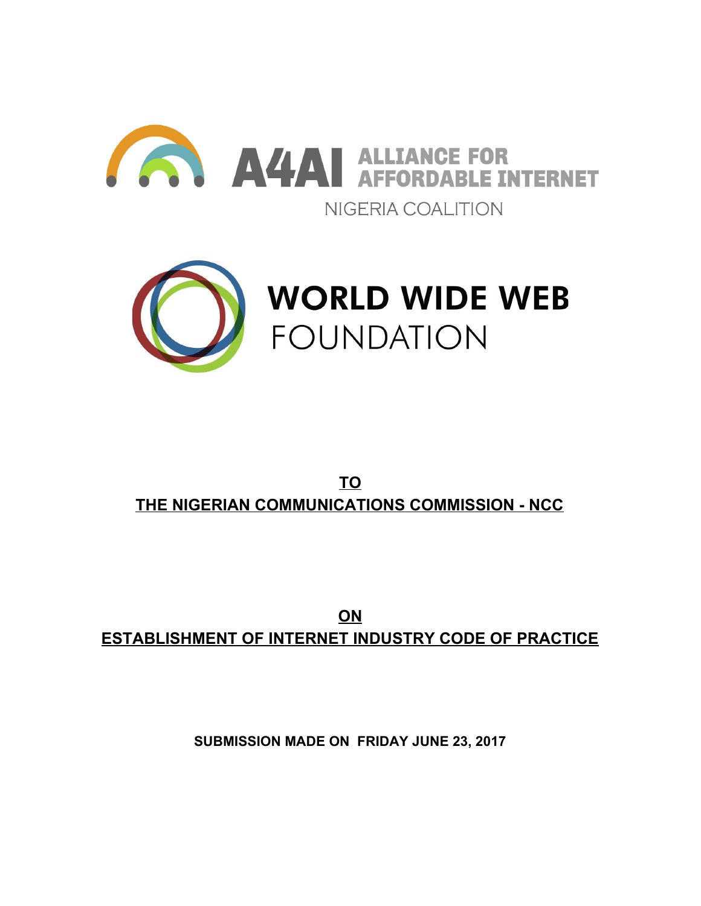A4AI ALLIANCE FOR AFFORDABLE INTERNET

NIGERIA COALITION

WORLD WIDE WEB FOUNDATION

**TO**

**THE NIGERIAN COMMUNICATIONS COMMISSION - NCC**

**ON**

**ESTABLISHMENT OF INTERNET INDUSTRY CODE OF PRACTICE**

**SUBMISSION MADE ON FRIDAY JUNE 23, 2017**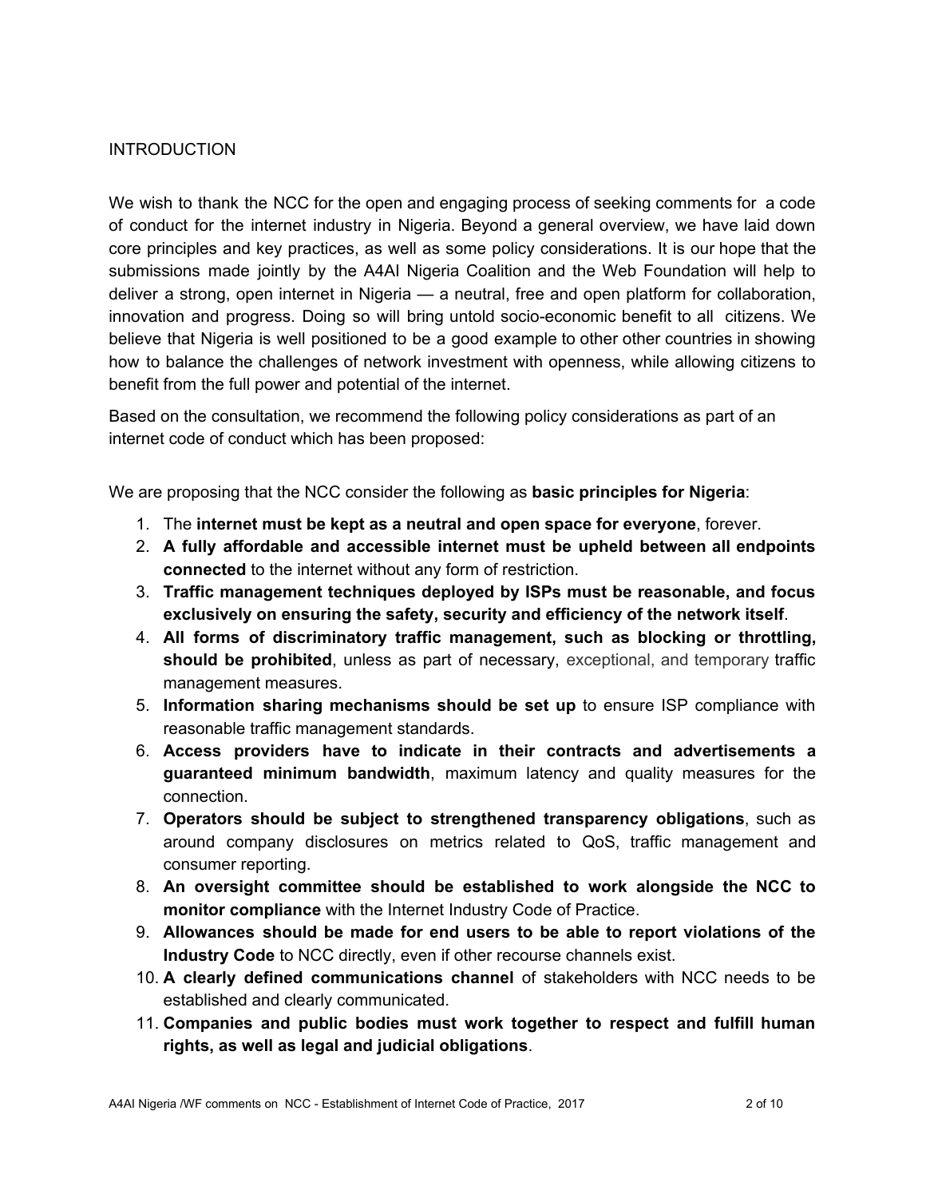## INTRODUCTION

We wish to thank the NCC for the open and engaging process of seeking comments for a code of conduct for the internet industry in Nigeria. Beyond a general overview, we have laid down core principles and key practices, as well as some policy considerations. It is our hope that the submissions made jointly by the A4AI Nigeria Coalition and the Web Foundation will help to deliver a strong, open internet in Nigeria — a neutral, free and open platform for collaboration, innovation and progress. Doing so will bring untold socio-economic benefit to all citizens. We believe that Nigeria is well positioned to be a good example to other other countries in showing how to balance the challenges of network investment with openness, while allowing citizens to benefit from the full power and potential of the internet.

Based on the consultation, we recommend the following policy considerations as part of an internet code of conduct which has been proposed:

We are proposing that the NCC consider the following as **basic principles for Nigeria**:

1. The **internet must be kept as a neutral and open space for everyone**, forever.
2. **A fully affordable and accessible internet must be upheld between all endpoints connected** to the internet without any form of restriction.
3. **Traffic management techniques deployed by ISPs must be reasonable, and focus exclusively on ensuring the safety, security and efficiency of the network itself**.
4. **All forms of discriminatory traffic management, such as blocking or throttling, should be prohibited**, unless as part of necessary, exceptional, and temporary traffic management measures.
5. **Information sharing mechanisms should be set up** to ensure ISP compliance with reasonable traffic management standards.
6. **Access providers have to indicate in their contracts and advertisements a guaranteed minimum bandwidth**, maximum latency and quality measures for the connection.
7. **Operators should be subject to strengthened transparency obligations**, such as around company disclosures on metrics related to QoS, traffic management and consumer reporting.
8. **An oversight committee should be established to work alongside the NCC to monitor compliance** with the Internet Industry Code of Practice.
9. **Allowances should be made for end users to be able to report violations of the Industry Code** to NCC directly, even if other recourse channels exist.
10. **A clearly defined communications channel** of stakeholders with NCC needs to be established and clearly communicated.
11. **Companies and public bodies must work together to respect and fulfill human rights, as well as legal and judicial obligations**.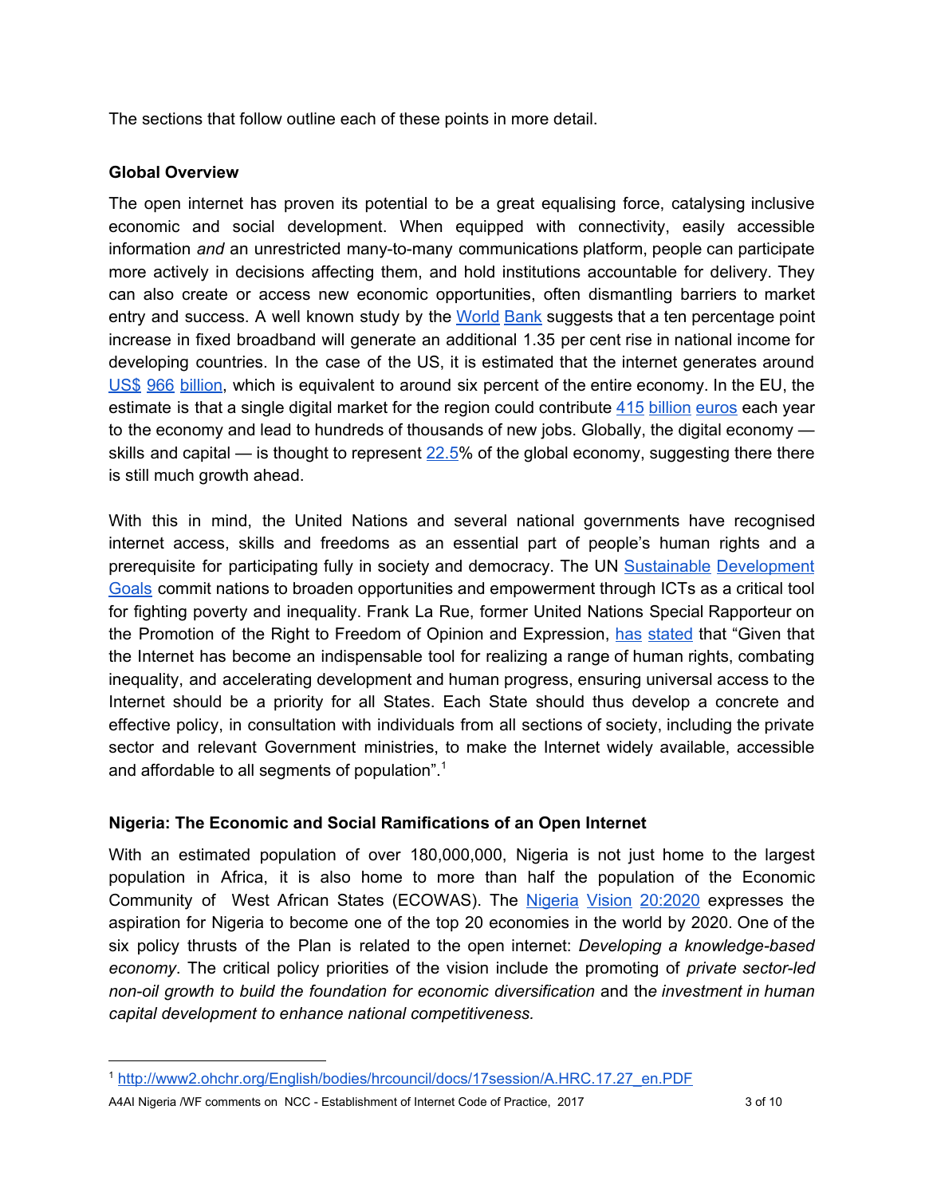The sections that follow outline each of these points in more detail.

**Global Overview**

The open internet has proven its potential to be a great equalising force, catalysing inclusive economic and social development. When equipped with connectivity, easily accessible information *and* an unrestricted many-to-many communications platform, people can participate more actively in decisions affecting them, and hold institutions accountable for delivery. They can also create or access new economic opportunities, often dismantling barriers to market entry and success. A well known study by the World Bank suggests that a ten percentage point increase in fixed broadband will generate an additional 1.35 per cent rise in national income for developing countries. In the case of the US, it is estimated that the internet generates around US$ 966 billion, which is equivalent to around six percent of the entire economy. In the EU, the estimate is that a single digital market for the region could contribute 415 billion euros each year to the economy and lead to hundreds of thousands of new jobs. Globally, the digital economy — skills and capital — is thought to represent 22.5% of the global economy, suggesting there there is still much growth ahead.

With this in mind, the United Nations and several national governments have recognised internet access, skills and freedoms as an essential part of people's human rights and a prerequisite for participating fully in society and democracy. The UN Sustainable Development Goals commit nations to broaden opportunities and empowerment through ICTs as a critical tool for fighting poverty and inequality. Frank La Rue, former United Nations Special Rapporteur on the Promotion of the Right to Freedom of Opinion and Expression, has stated that "Given that the Internet has become an indispensable tool for realizing a range of human rights, combating inequality, and accelerating development and human progress, ensuring universal access to the Internet should be a priority for all States. Each State should thus develop a concrete and effective policy, in consultation with individuals from all sections of society, including the private sector and relevant Government ministries, to make the Internet widely available, accessible and affordable to all segments of population".[1]

**Nigeria: The Economic and Social Ramifications of an Open Internet**

With an estimated population of over 180,000,000, Nigeria is not just home to the largest population in Africa, it is also home to more than half the population of the Economic Community of West African States (ECOWAS). The Nigeria Vision 20:2020 expresses the aspiration for Nigeria to become one of the top 20 economies in the world by 2020. One of the six policy thrusts of the Plan is related to the open internet: *Developing a knowledge-based economy*. The critical policy priorities of the vision include the promoting of *private sector-led non-oil growth to build the foundation for economic diversification* and the *investment in human capital development to enhance national competitiveness.*

---

[1] http://www2.ohchr.org/English/bodies/hrcouncil/docs/17session/A.HRC.17.27_en.PDF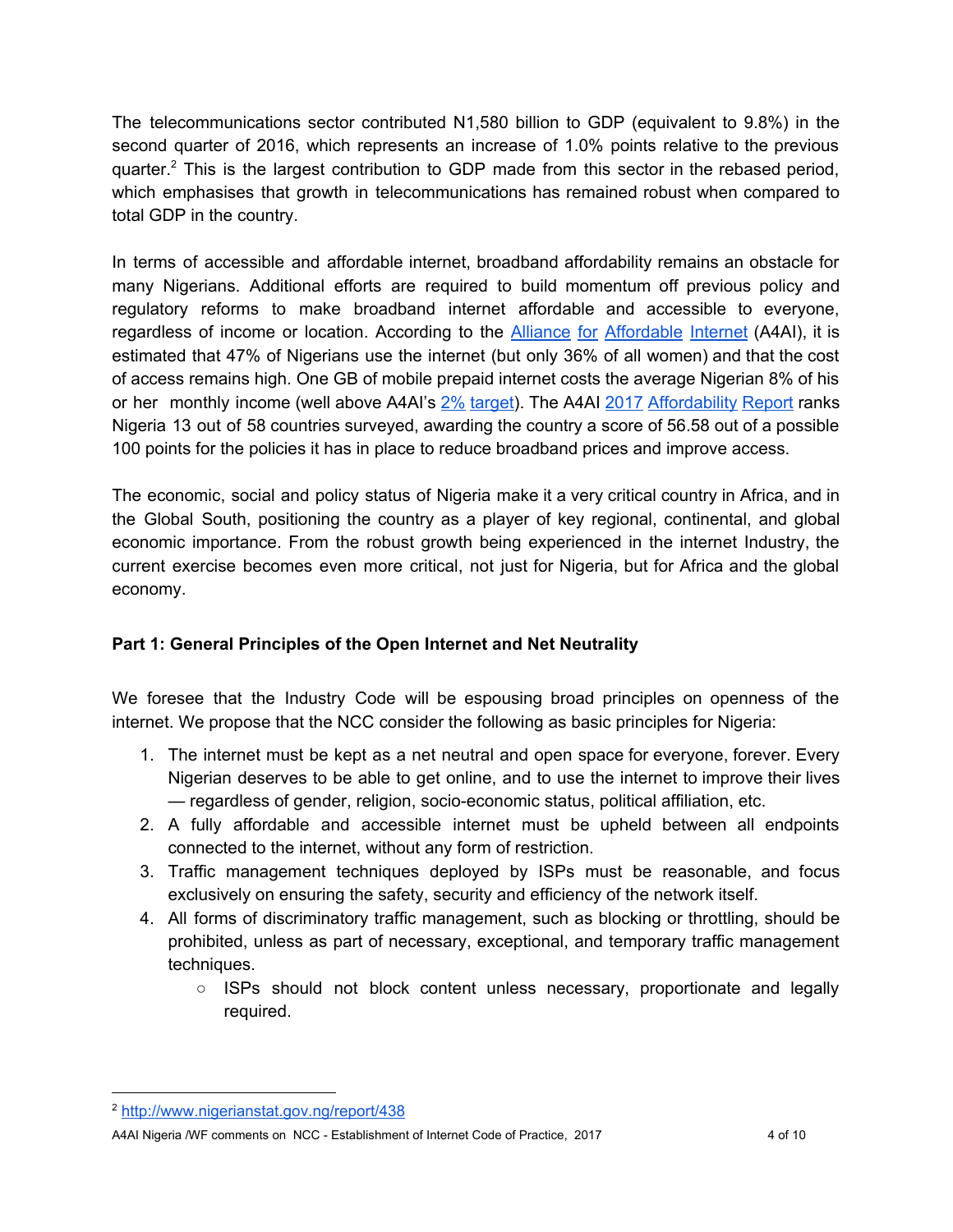The telecommunications sector contributed N1,580 billion to GDP (equivalent to 9.8%) in the second quarter of 2016, which represents an increase of 1.0% points relative to the previous quarter.[2] This is the largest contribution to GDP made from this sector in the rebased period, which emphasises that growth in telecommunications has remained robust when compared to total GDP in the country.

In terms of accessible and affordable internet, broadband affordability remains an obstacle for many Nigerians. Additional efforts are required to build momentum off previous policy and regulatory reforms to make broadband internet affordable and accessible to everyone, regardless of income or location. According to the Alliance for Affordable Internet (A4AI), it is estimated that 47% of Nigerians use the internet (but only 36% of all women) and that the cost of access remains high. One GB of mobile prepaid internet costs the average Nigerian 8% of his or her monthly income (well above A4AI's 2% target). The A4AI 2017 Affordability Report ranks Nigeria 13 out of 58 countries surveyed, awarding the country a score of 56.58 out of a possible 100 points for the policies it has in place to reduce broadband prices and improve access.

The economic, social and policy status of Nigeria make it a very critical country in Africa, and in the Global South, positioning the country as a player of key regional, continental, and global economic importance. From the robust growth being experienced in the internet Industry, the current exercise becomes even more critical, not just for Nigeria, but for Africa and the global economy.

**Part 1: General Principles of the Open Internet and Net Neutrality**

We foresee that the Industry Code will be espousing broad principles on openness of the internet. We propose that the NCC consider the following as basic principles for Nigeria:

1. The internet must be kept as a net neutral and open space for everyone, forever. Every Nigerian deserves to be able to get online, and to use the internet to improve their lives — regardless of gender, religion, socio-economic status, political affiliation, etc.
2. A fully affordable and accessible internet must be upheld between all endpoints connected to the internet, without any form of restriction.
3. Traffic management techniques deployed by ISPs must be reasonable, and focus exclusively on ensuring the safety, security and efficiency of the network itself.
4. All forms of discriminatory traffic management, such as blocking or throttling, should be prohibited, unless as part of necessary, exceptional, and temporary traffic management techniques.
   - ISPs should not block content unless necessary, proportionate and legally required.

[2] http://www.nigerianstat.gov.ng/report/438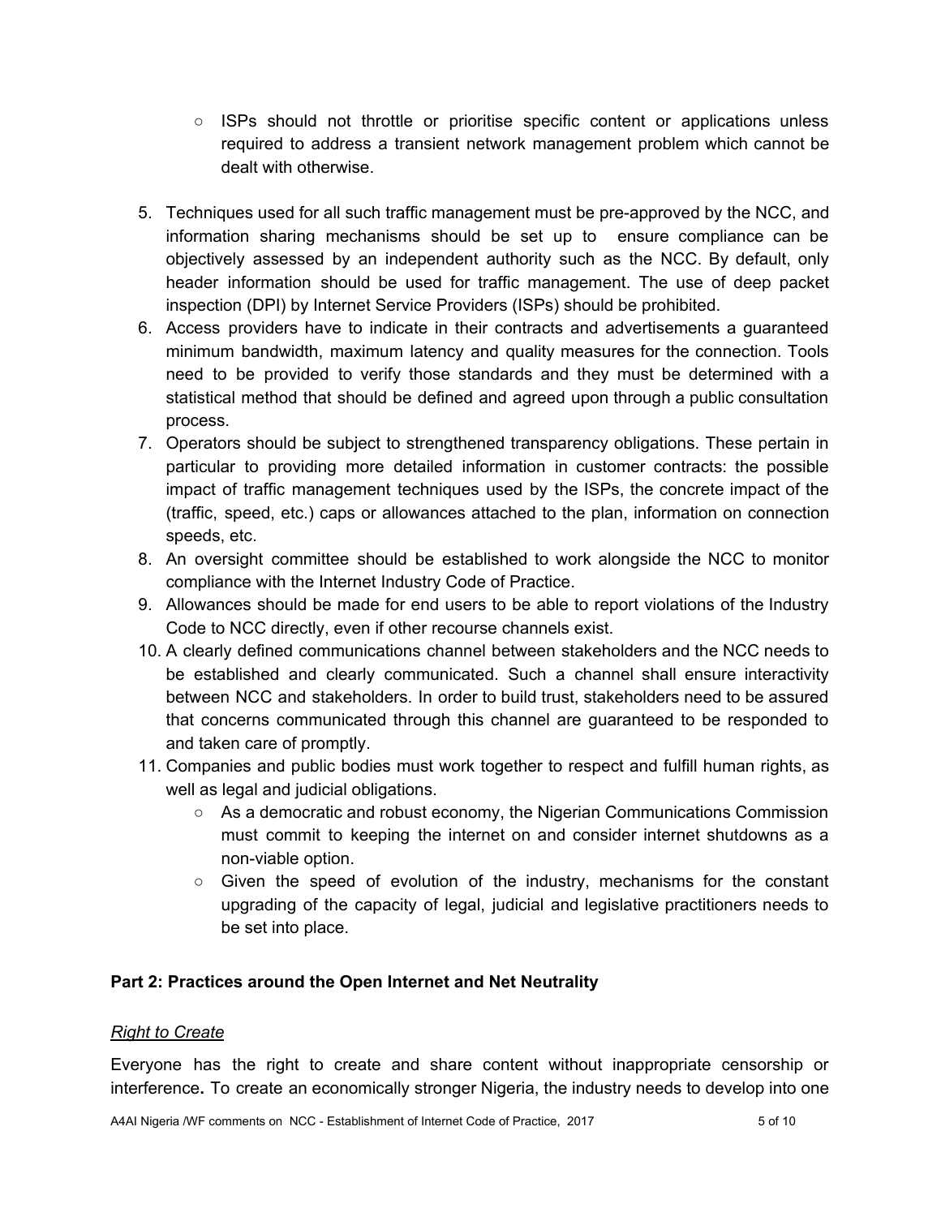- ISPs should not throttle or prioritise specific content or applications unless required to address a transient network management problem which cannot be dealt with otherwise.

5. Techniques used for all such traffic management must be pre-approved by the NCC, and information sharing mechanisms should be set up to ensure compliance can be objectively assessed by an independent authority such as the NCC. By default, only header information should be used for traffic management. The use of deep packet inspection (DPI) by Internet Service Providers (ISPs) should be prohibited.
6. Access providers have to indicate in their contracts and advertisements a guaranteed minimum bandwidth, maximum latency and quality measures for the connection. Tools need to be provided to verify those standards and they must be determined with a statistical method that should be defined and agreed upon through a public consultation process.
7. Operators should be subject to strengthened transparency obligations. These pertain in particular to providing more detailed information in customer contracts: the possible impact of traffic management techniques used by the ISPs, the concrete impact of the (traffic, speed, etc.) caps or allowances attached to the plan, information on connection speeds, etc.
8. An oversight committee should be established to work alongside the NCC to monitor compliance with the Internet Industry Code of Practice.
9. Allowances should be made for end users to be able to report violations of the Industry Code to NCC directly, even if other recourse channels exist.
10. A clearly defined communications channel between stakeholders and the NCC needs to be established and clearly communicated. Such a channel shall ensure interactivity between NCC and stakeholders. In order to build trust, stakeholders need to be assured that concerns communicated through this channel are guaranteed to be responded to and taken care of promptly.
11. Companies and public bodies must work together to respect and fulfill human rights, as well as legal and judicial obligations.
    - As a democratic and robust economy, the Nigerian Communications Commission must commit to keeping the internet on and consider internet shutdowns as a non-viable option.
    - Given the speed of evolution of the industry, mechanisms for the constant upgrading of the capacity of legal, judicial and legislative practitioners needs to be set into place.

## Part 2: Practices around the Open Internet and Net Neutrality

*Right to Create*

Everyone has the right to create and share content without inappropriate censorship or interference**.** To create an economically stronger Nigeria, the industry needs to develop into one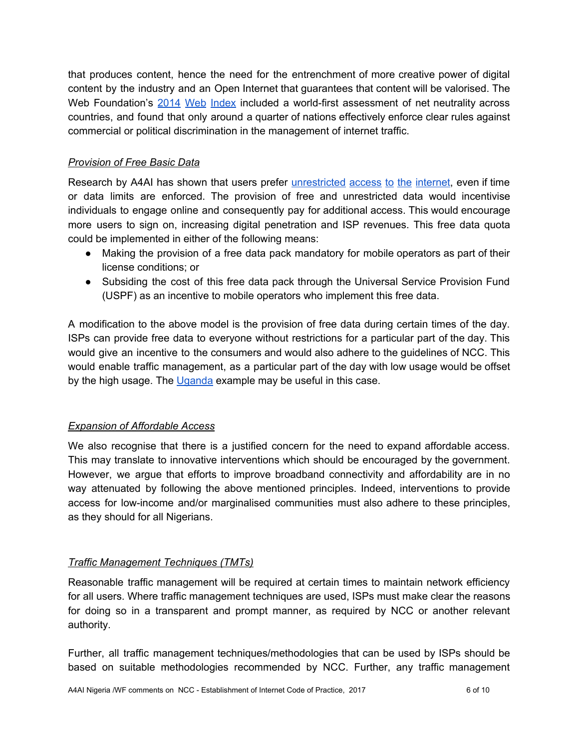that produces content, hence the need for the entrenchment of more creative power of digital content by the industry and an Open Internet that guarantees that content will be valorised. The Web Foundation's 2014 Web Index included a world-first assessment of net neutrality across countries, and found that only around a quarter of nations effectively enforce clear rules against commercial or political discrimination in the management of internet traffic.

*Provision of Free Basic Data*

Research by A4AI has shown that users prefer unrestricted access to the internet, even if time or data limits are enforced. The provision of free and unrestricted data would incentivise individuals to engage online and consequently pay for additional access. This would encourage more users to sign on, increasing digital penetration and ISP revenues. This free data quota could be implemented in either of the following means:

- Making the provision of a free data pack mandatory for mobile operators as part of their license conditions; or
- Subsiding the cost of this free data pack through the Universal Service Provision Fund (USPF) as an incentive to mobile operators who implement this free data.

A modification to the above model is the provision of free data during certain times of the day. ISPs can provide free data to everyone without restrictions for a particular part of the day. This would give an incentive to the consumers and would also adhere to the guidelines of NCC. This would enable traffic management, as a particular part of the day with low usage would be offset by the high usage. The Uganda example may be useful in this case.

*Expansion of Affordable Access*

We also recognise that there is a justified concern for the need to expand affordable access. This may translate to innovative interventions which should be encouraged by the government. However, we argue that efforts to improve broadband connectivity and affordability are in no way attenuated by following the above mentioned principles. Indeed, interventions to provide access for low-income and/or marginalised communities must also adhere to these principles, as they should for all Nigerians.

*Traffic Management Techniques (TMTs)*

Reasonable traffic management will be required at certain times to maintain network efficiency for all users. Where traffic management techniques are used, ISPs must make clear the reasons for doing so in a transparent and prompt manner, as required by NCC or another relevant authority.

Further, all traffic management techniques/methodologies that can be used by ISPs should be based on suitable methodologies recommended by NCC. Further, any traffic management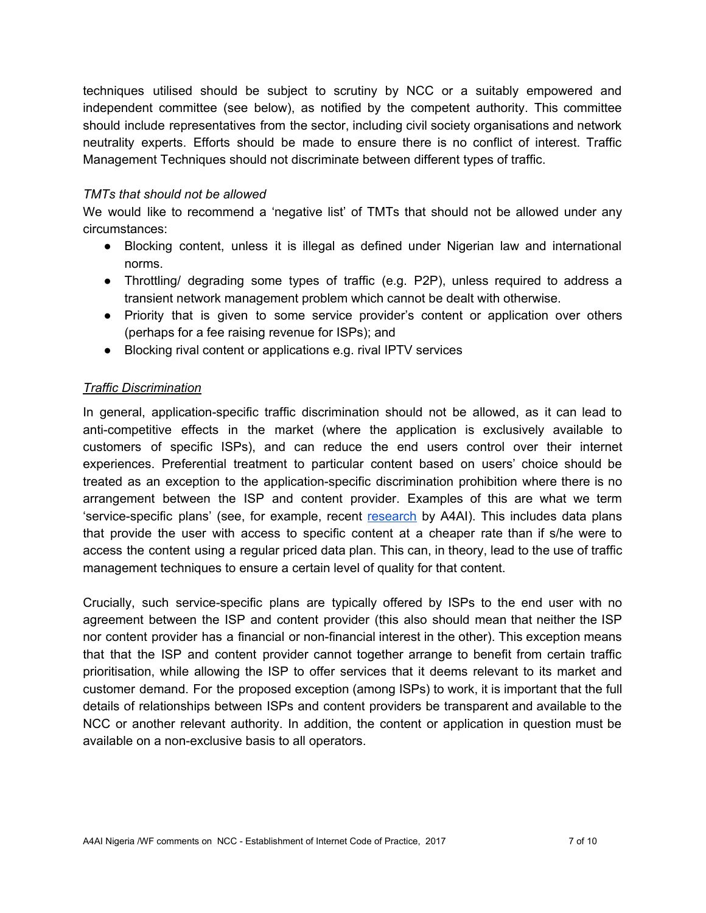techniques utilised should be subject to scrutiny by NCC or a suitably empowered and independent committee (see below), as notified by the competent authority. This committee should include representatives from the sector, including civil society organisations and network neutrality experts. Efforts should be made to ensure there is no conflict of interest. Traffic Management Techniques should not discriminate between different types of traffic.

*TMTs that should not be allowed*

We would like to recommend a 'negative list' of TMTs that should not be allowed under any circumstances:

- Blocking content, unless it is illegal as defined under Nigerian law and international norms.
- Throttling/ degrading some types of traffic (e.g. P2P), unless required to address a transient network management problem which cannot be dealt with otherwise.
- Priority that is given to some service provider's content or application over others (perhaps for a fee raising revenue for ISPs); and
- Blocking rival content or applications e.g. rival IPTV services

*Traffic Discrimination*

In general, application-specific traffic discrimination should not be allowed, as it can lead to anti-competitive effects in the market (where the application is exclusively available to customers of specific ISPs), and can reduce the end users control over their internet experiences. Preferential treatment to particular content based on users' choice should be treated as an exception to the application-specific discrimination prohibition where there is no arrangement between the ISP and content provider. Examples of this are what we term 'service-specific plans' (see, for example, recent research by A4AI). This includes data plans that provide the user with access to specific content at a cheaper rate than if s/he were to access the content using a regular priced data plan. This can, in theory, lead to the use of traffic management techniques to ensure a certain level of quality for that content.

Crucially, such service-specific plans are typically offered by ISPs to the end user with no agreement between the ISP and content provider (this also should mean that neither the ISP nor content provider has a financial or non-financial interest in the other). This exception means that that the ISP and content provider cannot together arrange to benefit from certain traffic prioritisation, while allowing the ISP to offer services that it deems relevant to its market and customer demand. For the proposed exception (among ISPs) to work, it is important that the full details of relationships between ISPs and content providers be transparent and available to the NCC or another relevant authority. In addition, the content or application in question must be available on a non-exclusive basis to all operators.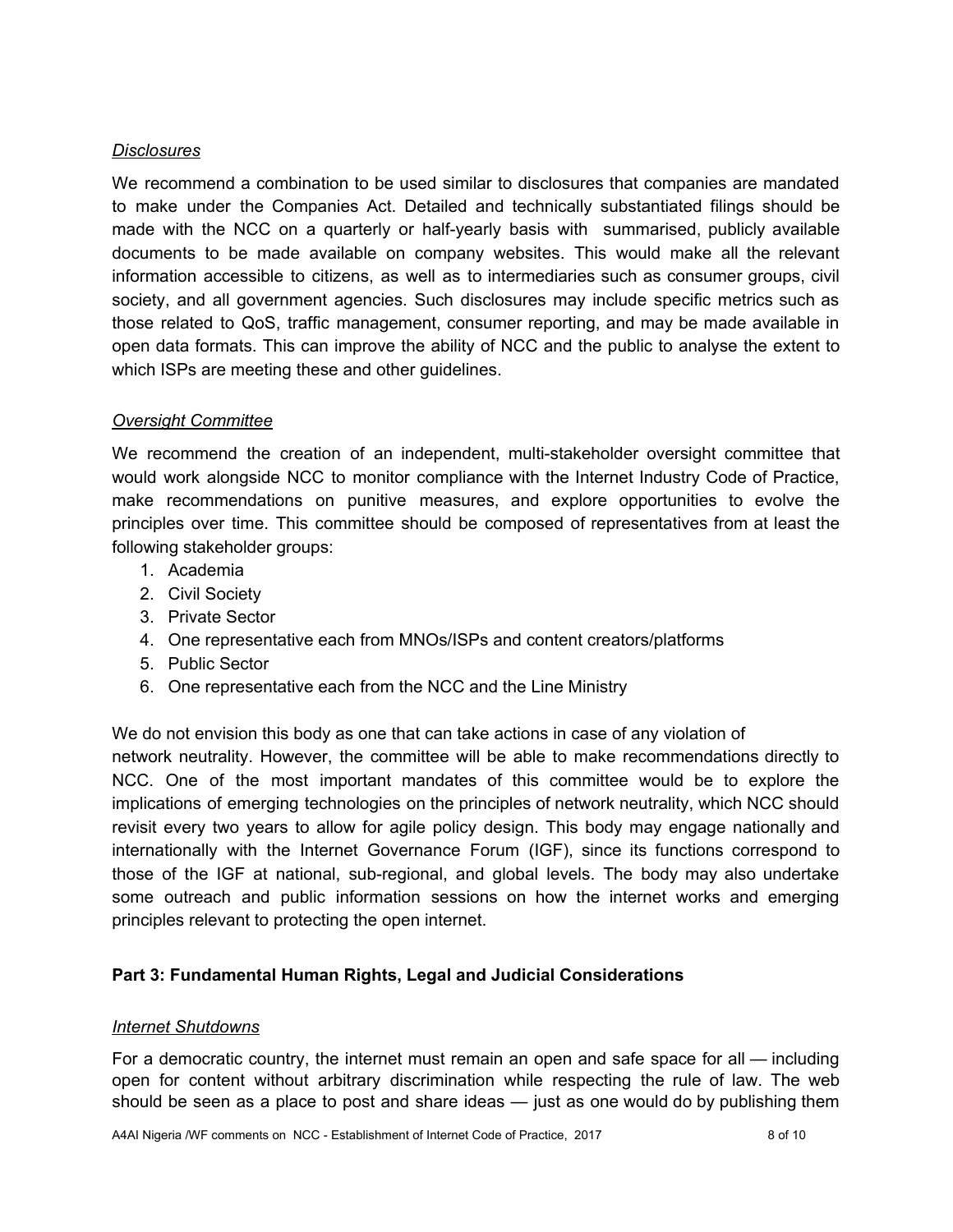*Disclosures*

We recommend a combination to be used similar to disclosures that companies are mandated to make under the Companies Act. Detailed and technically substantiated filings should be made with the NCC on a quarterly or half-yearly basis with summarised, publicly available documents to be made available on company websites. This would make all the relevant information accessible to citizens, as well as to intermediaries such as consumer groups, civil society, and all government agencies. Such disclosures may include specific metrics such as those related to QoS, traffic management, consumer reporting, and may be made available in open data formats. This can improve the ability of NCC and the public to analyse the extent to which ISPs are meeting these and other guidelines.

*Oversight Committee*

We recommend the creation of an independent, multi-stakeholder oversight committee that would work alongside NCC to monitor compliance with the Internet Industry Code of Practice, make recommendations on punitive measures, and explore opportunities to evolve the principles over time. This committee should be composed of representatives from at least the following stakeholder groups:

1. Academia
2. Civil Society
3. Private Sector
4. One representative each from MNOs/ISPs and content creators/platforms
5. Public Sector
6. One representative each from the NCC and the Line Ministry

We do not envision this body as one that can take actions in case of any violation of network neutrality. However, the committee will be able to make recommendations directly to NCC. One of the most important mandates of this committee would be to explore the implications of emerging technologies on the principles of network neutrality, which NCC should revisit every two years to allow for agile policy design. This body may engage nationally and internationally with the Internet Governance Forum (IGF), since its functions correspond to those of the IGF at national, sub-regional, and global levels. The body may also undertake some outreach and public information sessions on how the internet works and emerging principles relevant to protecting the open internet.

## Part 3: Fundamental Human Rights, Legal and Judicial Considerations

*Internet Shutdowns*

For a democratic country, the internet must remain an open and safe space for all — including open for content without arbitrary discrimination while respecting the rule of law. The web should be seen as a place to post and share ideas — just as one would do by publishing them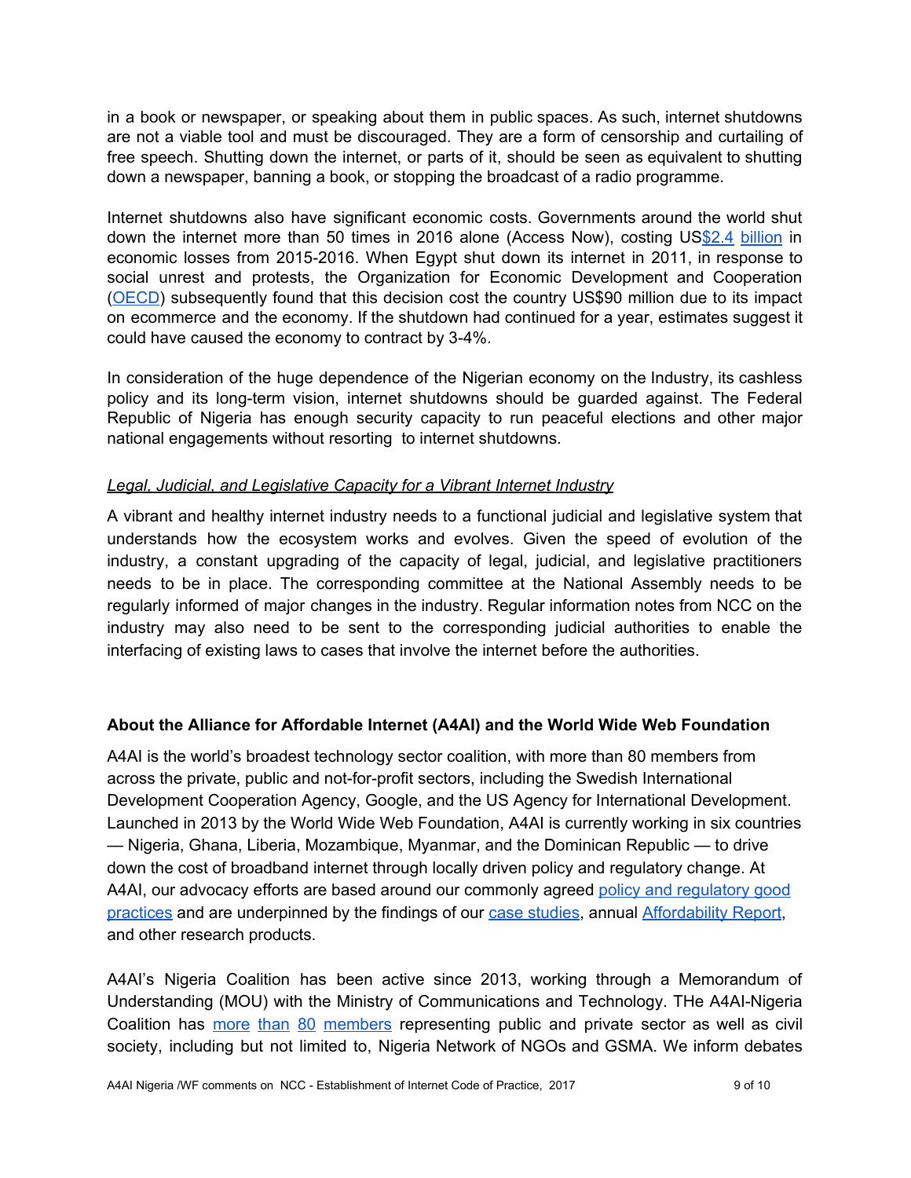in a book or newspaper, or speaking about them in public spaces. As such, internet shutdowns are not a viable tool and must be discouraged. They are a form of censorship and curtailing of free speech. Shutting down the internet, or parts of it, should be seen as equivalent to shutting down a newspaper, banning a book, or stopping the broadcast of a radio programme.

Internet shutdowns also have significant economic costs. Governments around the world shut down the internet more than 50 times in 2016 alone (Access Now), costing US$2.4 billion in economic losses from 2015-2016. When Egypt shut down its internet in 2011, in response to social unrest and protests, the Organization for Economic Development and Cooperation (OECD) subsequently found that this decision cost the country US$90 million due to its impact on ecommerce and the economy. If the shutdown had continued for a year, estimates suggest it could have caused the economy to contract by 3-4%.

In consideration of the huge dependence of the Nigerian economy on the Industry, its cashless policy and its long-term vision, internet shutdowns should be guarded against. The Federal Republic of Nigeria has enough security capacity to run peaceful elections and other major national engagements without resorting to internet shutdowns.

*Legal, Judicial, and Legislative Capacity for a Vibrant Internet Industry*

A vibrant and healthy internet industry needs to a functional judicial and legislative system that understands how the ecosystem works and evolves. Given the speed of evolution of the industry, a constant upgrading of the capacity of legal, judicial, and legislative practitioners needs to be in place. The corresponding committee at the National Assembly needs to be regularly informed of major changes in the industry. Regular information notes from NCC on the industry may also need to be sent to the corresponding judicial authorities to enable the interfacing of existing laws to cases that involve the internet before the authorities.

**About the Alliance for Affordable Internet (A4AI) and the World Wide Web Foundation**

A4AI is the world's broadest technology sector coalition, with more than 80 members from across the private, public and not-for-profit sectors, including the Swedish International Development Cooperation Agency, Google, and the US Agency for International Development. Launched in 2013 by the World Wide Web Foundation, A4AI is currently working in six countries — Nigeria, Ghana, Liberia, Mozambique, Myanmar, and the Dominican Republic — to drive down the cost of broadband internet through locally driven policy and regulatory change. At A4AI, our advocacy efforts are based around our commonly agreed policy and regulatory good practices and are underpinned by the findings of our case studies, annual Affordability Report, and other research products.

A4AI's Nigeria Coalition has been active since 2013, working through a Memorandum of Understanding (MOU) with the Ministry of Communications and Technology. THe A4AI-Nigeria Coalition has more than 80 members representing public and private sector as well as civil society, including but not limited to, Nigeria Network of NGOs and GSMA. We inform debates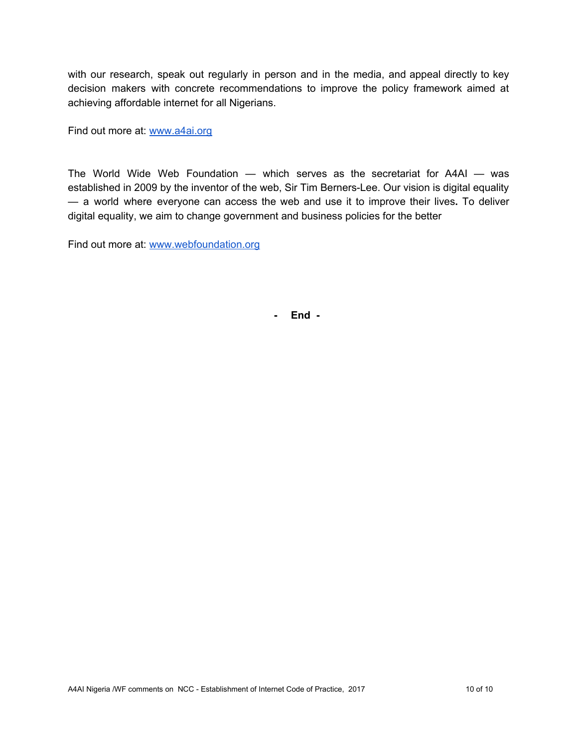with our research, speak out regularly in person and in the media, and appeal directly to key decision makers with concrete recommendations to improve the policy framework aimed at achieving affordable internet for all Nigerians.

Find out more at: [www.a4ai.org](http://www.a4ai.org)

The World Wide Web Foundation — which serves as the secretariat for A4AI — was established in 2009 by the inventor of the web, Sir Tim Berners-Lee. Our vision is digital equality — a world where everyone can access the web and use it to improve their lives**.** To deliver digital equality, we aim to change government and business policies for the better

Find out more at: [www.webfoundation.org](http://www.webfoundation.org)

**- End -**